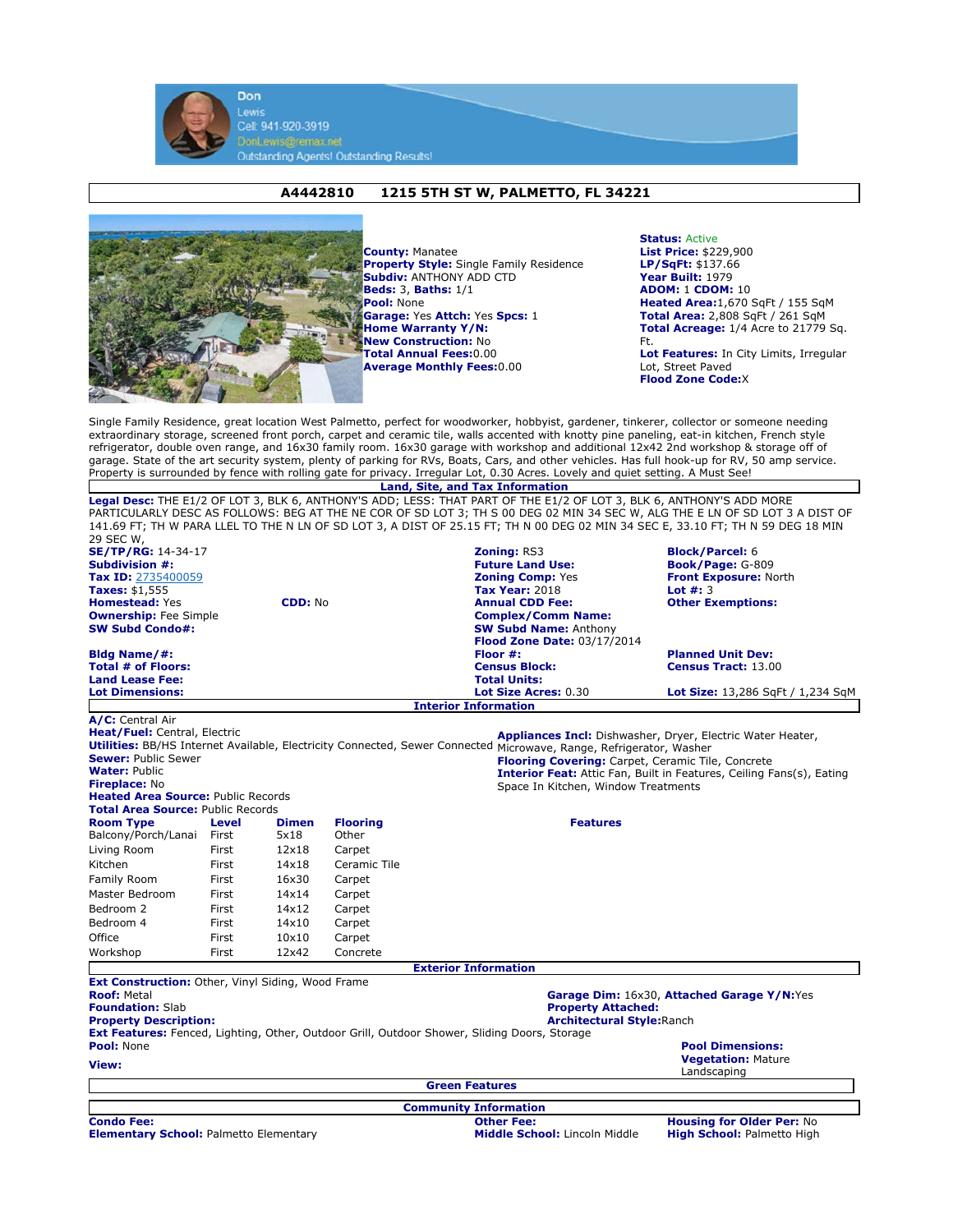Don
Lewis
Cell: 941-920-3919
DonLewis@remax.net
Outstanding Agents! Outstanding Results!

## A4442810 1215 5TH ST W, PALMETTO, FL 34221

**County:** Manatee
**Property Style:** Single Family Residence
**Subdiv:** ANTHONY ADD CTD
**Beds:** 3, **Baths:** 1/1
**Pool:** None
**Garage:** Yes **Attch:** Yes **Spcs:** 1
**Home Warranty Y/N:**
**New Construction:** No
**Total Annual Fees:**0.00
**Average Monthly Fees:**0.00

**Status:** Active
**List Price:** $229,900
**LP/SqFt:** $137.66
**Year Built:** 1979
**ADOM:** 1 **CDOM:** 10
**Heated Area:**1,670 SqFt / 155 SqM
**Total Area:** 2,808 SqFt / 261 SqM
**Total Acreage:** 1/4 Acre to 21779 Sq. Ft.
**Lot Features:** In City Limits, Irregular Lot, Street Paved
**Flood Zone Code:**X

Single Family Residence, great location West Palmetto, perfect for woodworker, hobbyist, gardener, tinkerer, collector or someone needing extraordinary storage, screened front porch, carpet and ceramic tile, walls accented with knotty pine paneling, eat-in kitchen, French style refrigerator, double oven range, and 16x30 family room. 16x30 garage with workshop and additional 12x42 2nd workshop & storage off of garage. State of the art security system, plenty of parking for RVs, Boats, Cars, and other vehicles. Has full hook-up for RV, 50 amp service. Property is surrounded by fence with rolling gate for privacy. Irregular Lot, 0.30 Acres. Lovely and quiet setting. A Must See!

### Land, Site, and Tax Information

**Legal Desc:** THE E1/2 OF LOT 3, BLK 6, ANTHONY'S ADD; LESS: THAT PART OF THE E1/2 OF LOT 3, BLK 6, ANTHONY'S ADD MORE PARTICULARLY DESC AS FOLLOWS: BEG AT THE NE COR OF SD LOT 3; TH S 00 DEG 02 MIN 34 SEC W, ALG THE E LN OF SD LOT 3 A DIST OF 141.69 FT; TH W PARA LLEL TO THE N LN OF SD LOT 3, A DIST OF 25.15 FT; TH N 00 DEG 02 MIN 34 SEC E, 33.10 FT; TH N 59 DEG 18 MIN 29 SEC W,

**SE/TP/RG:** 14-34-17
**Subdivision #:**
**Tax ID:** 2735400059
**Taxes:** $1,555
**Homestead:** Yes **CDD:** No
**Ownership:** Fee Simple
**SW Subd Condo#:**

**Zoning:** RS3
**Future Land Use:**
**Zoning Comp:** Yes
**Tax Year:** 2018
**Annual CDD Fee:**
**Complex/Comm Name:**
**SW Subd Name:** Anthony
**Flood Zone Date:** 03/17/2014

**Block/Parcel:** 6
**Book/Page:** G-809
**Front Exposure:** North
**Lot #:** 3
**Other Exemptions:**

**Bldg Name/#:**
**Total # of Floors:**
**Land Lease Fee:**
**Lot Dimensions:**

**Floor #:**
**Census Block:**
**Total Units:**
**Lot Size Acres:** 0.30

**Planned Unit Dev:**
**Census Tract:** 13.00
**Lot Size:** 13,286 SqFt / 1,234 SqM

### Interior Information

**A/C:** Central Air
**Heat/Fuel:** Central, Electric
**Utilities:** BB/HS Internet Available, Electricity Connected, Sewer Connected
**Sewer:** Public Sewer
**Water:** Public
**Fireplace:** No
**Heated Area Source:** Public Records
**Total Area Source:** Public Records

**Appliances Incl:** Dishwasher, Dryer, Electric Water Heater, Microwave, Range, Refrigerator, Washer
**Flooring Covering:** Carpet, Ceramic Tile, Concrete
**Interior Feat:** Attic Fan, Built in Features, Ceiling Fans(s), Eating Space In Kitchen, Window Treatments

| Room Type | Level | Dimen | Flooring | Features |
|---|---|---|---|---|
| Balcony/Porch/Lanai | First | 5x18 | Other | |
| Living Room | First | 12x18 | Carpet | |
| Kitchen | First | 14x18 | Ceramic Tile | |
| Family Room | First | 16x30 | Carpet | |
| Master Bedroom | First | 14x14 | Carpet | |
| Bedroom 2 | First | 14x12 | Carpet | |
| Bedroom 4 | First | 14x10 | Carpet | |
| Office | First | 10x10 | Carpet | |
| Workshop | First | 12x42 | Concrete | |

### Exterior Information

**Ext Construction:** Other, Vinyl Siding, Wood Frame
**Roof:** Metal
**Foundation:** Slab
**Property Description:**
**Ext Features:** Fenced, Lighting, Other, Outdoor Grill, Outdoor Shower, Sliding Doors, Storage
**Pool:** None
**View:**

**Garage Dim:** 16x30, **Attached Garage Y/N:**Yes
**Property Attached:**
**Architectural Style:**Ranch
**Pool Dimensions:**
**Vegetation:** Mature Landscaping

### Green Features

### Community Information

**Condo Fee:**
**Elementary School:** Palmetto Elementary
**Other Fee:**
**Middle School:** Lincoln Middle
**Housing for Older Per:** No
**High School:** Palmetto High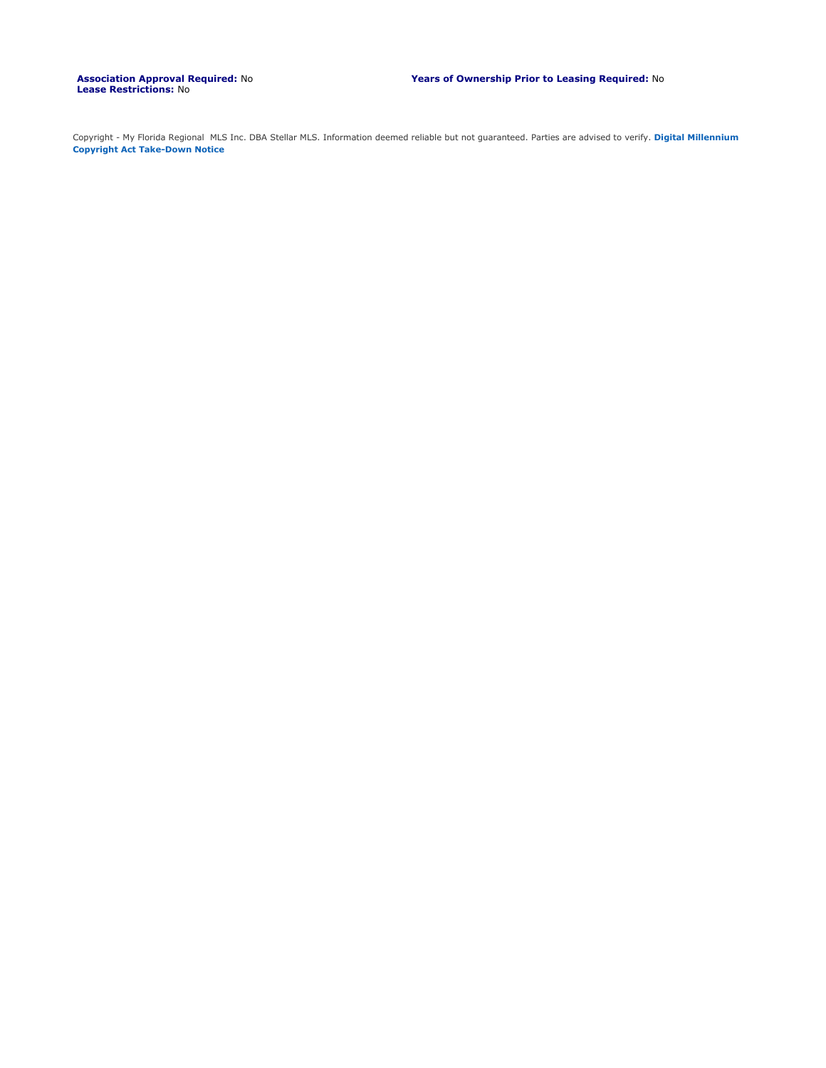**Association Approval Required:** No
**Lease Restrictions:** No

**Years of Ownership Prior to Leasing Required:** No

Copyright - My Florida Regional MLS Inc. DBA Stellar MLS. Information deemed reliable but not guaranteed. Parties are advised to verify. **Digital Millennium Copyright Act Take-Down Notice**